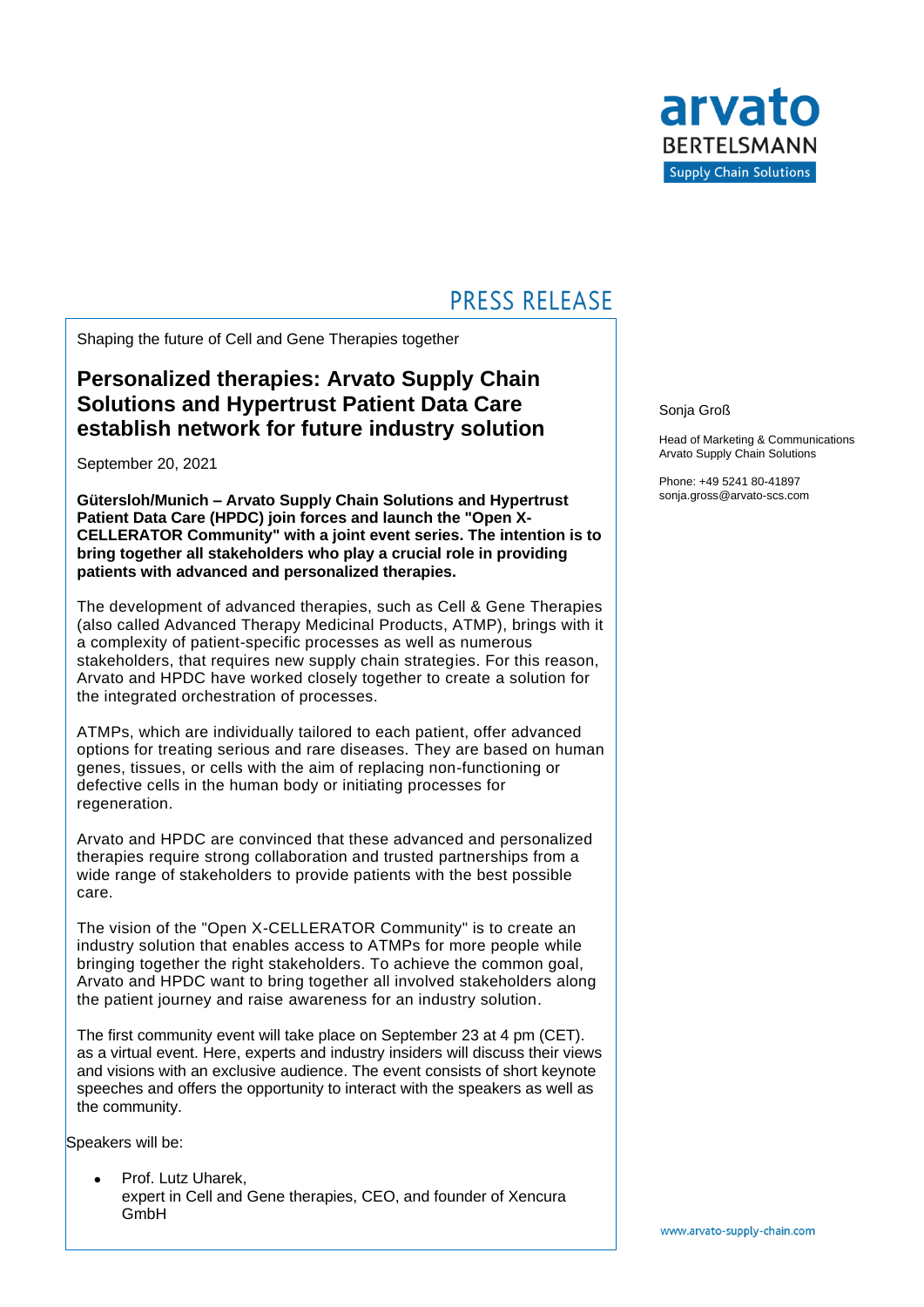PRESS RELEASE

Shaping the future of Cell and Gene Therapies together

# Personalized therapies: Arvato Supply Chain Solutions and Hypertrust Patient Data Care establish network for future industry solution

September 20, 2021

Sonja Groß

Head of Marketing & Communications
Arvato Supply Chain Solutions

Phone: +49 5241 80-41897
sonja.gross@arvato-scs.com

**Gütersloh/Munich – Arvato Supply Chain Solutions and Hypertrust Patient Data Care (HPDC) join forces and launch the "Open X-CELLERATOR Community" with a joint event series. The intention is to bring together all stakeholders who play a crucial role in providing patients with advanced and personalized therapies.**

The development of advanced therapies, such as Cell & Gene Therapies (also called Advanced Therapy Medicinal Products, ATMP), brings with it a complexity of patient-specific processes as well as numerous stakeholders, that requires new supply chain strategies. For this reason, Arvato and HPDC have worked closely together to create a solution for the integrated orchestration of processes.

ATMPs, which are individually tailored to each patient, offer advanced options for treating serious and rare diseases. They are based on human genes, tissues, or cells with the aim of replacing non-functioning or defective cells in the human body or initiating processes for regeneration.

Arvato and HPDC are convinced that these advanced and personalized therapies require strong collaboration and trusted partnerships from a wide range of stakeholders to provide patients with the best possible care.

The vision of the "Open X-CELLERATOR Community" is to create an industry solution that enables access to ATMPs for more people while bringing together the right stakeholders. To achieve the common goal, Arvato and HPDC want to bring together all involved stakeholders along the patient journey and raise awareness for an industry solution.

The first community event will take place on September 23 at 4 pm (CET). as a virtual event. Here, experts and industry insiders will discuss their views and visions with an exclusive audience. The event consists of short keynote speeches and offers the opportunity to interact with the speakers as well as the community.

Speakers will be:

- Prof. Lutz Uharek,
  expert in Cell and Gene therapies, CEO, and founder of Xencura GmbH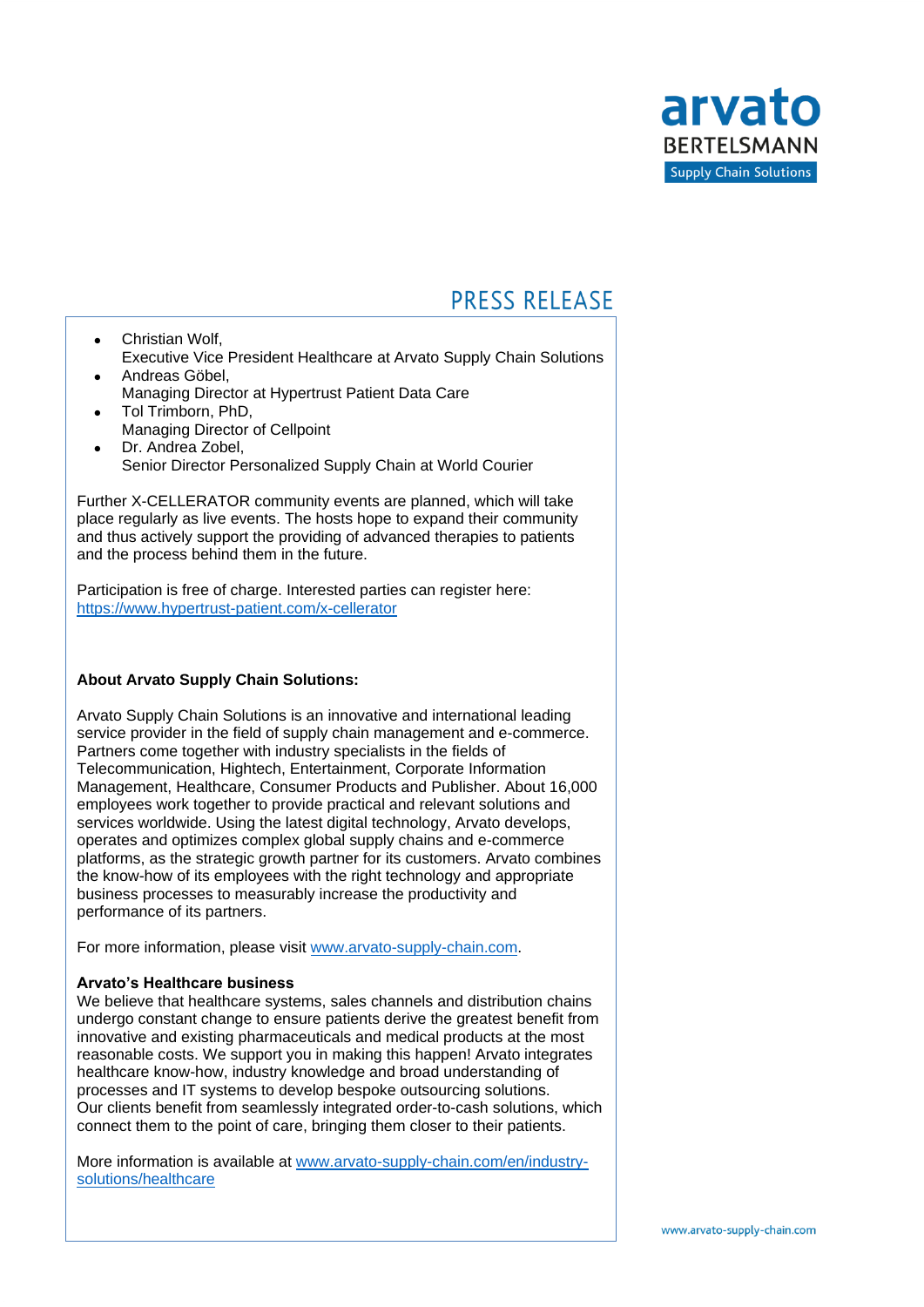- Christian Wolf,
  Executive Vice President Healthcare at Arvato Supply Chain Solutions
- Andreas Göbel,
  Managing Director at Hypertrust Patient Data Care
- Tol Trimborn, PhD,
  Managing Director of Cellpoint
- Dr. Andrea Zobel,
  Senior Director Personalized Supply Chain at World Courier

Further X-CELLERATOR community events are planned, which will take place regularly as live events. The hosts hope to expand their community and thus actively support the providing of advanced therapies to patients and the process behind them in the future.

Participation is free of charge. Interested parties can register here: [https://www.hypertrust-patient.com/x-cellerator](https://www.hypertrust-patient.com/x-cellerator)

**About Arvato Supply Chain Solutions:**

Arvato Supply Chain Solutions is an innovative and international leading service provider in the field of supply chain management and e-commerce. Partners come together with industry specialists in the fields of Telecommunication, Hightech, Entertainment, Corporate Information Management, Healthcare, Consumer Products and Publisher. About 16,000 employees work together to provide practical and relevant solutions and services worldwide. Using the latest digital technology, Arvato develops, operates and optimizes complex global supply chains and e-commerce platforms, as the strategic growth partner for its customers. Arvato combines the know-how of its employees with the right technology and appropriate business processes to measurably increase the productivity and performance of its partners.

For more information, please visit [www.arvato-supply-chain.com](www.arvato-supply-chain.com).

**Arvato's Healthcare business**

We believe that healthcare systems, sales channels and distribution chains undergo constant change to ensure patients derive the greatest benefit from innovative and existing pharmaceuticals and medical products at the most reasonable costs. We support you in making this happen! Arvato integrates healthcare know-how, industry knowledge and broad understanding of processes and IT systems to develop bespoke outsourcing solutions. Our clients benefit from seamlessly integrated order-to-cash solutions, which connect them to the point of care, bringing them closer to their patients.

More information is available at [www.arvato-supply-chain.com/en/industry-solutions/healthcare](www.arvato-supply-chain.com/en/industry-solutions/healthcare)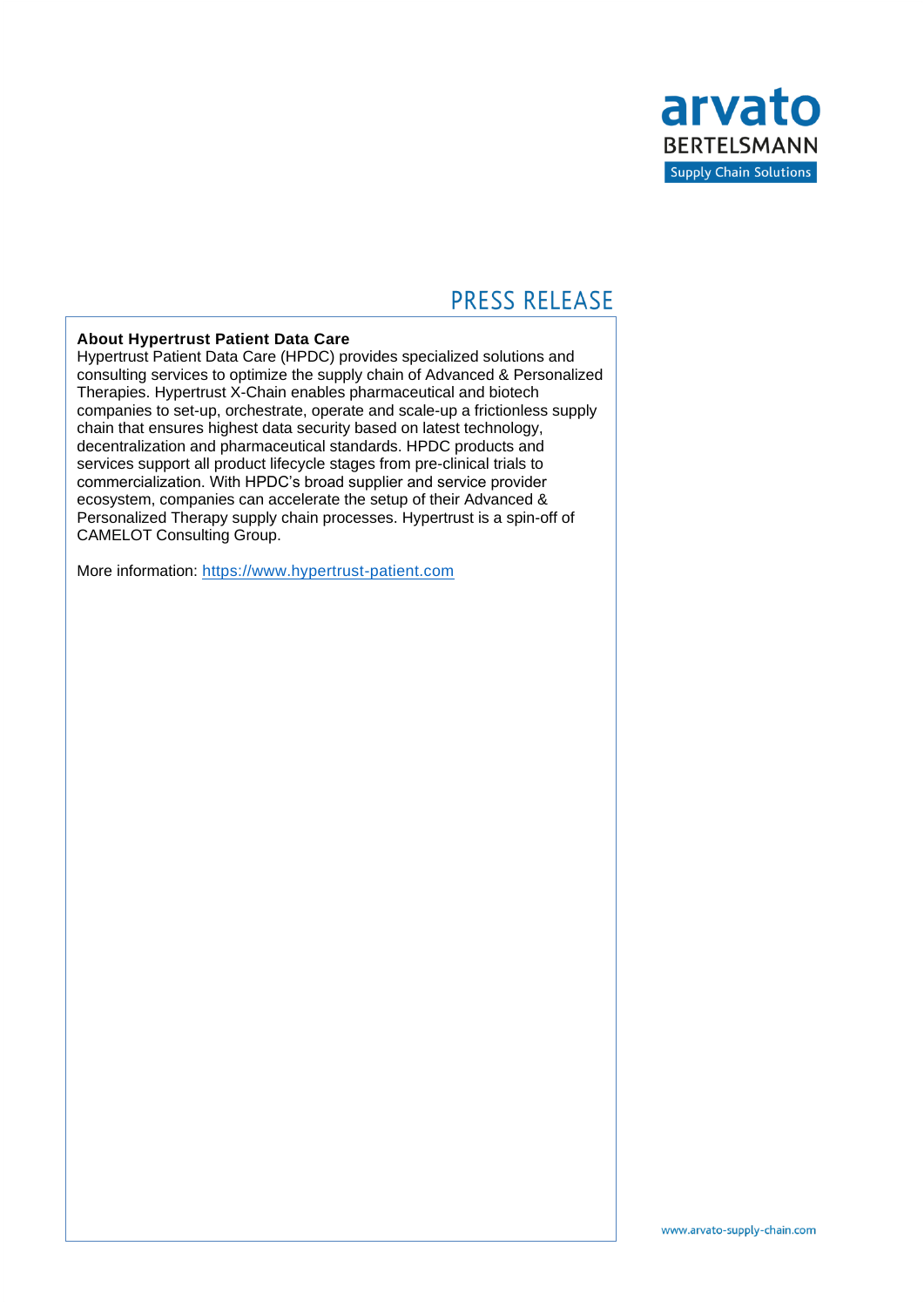**About Hypertrust Patient Data Care**

Hypertrust Patient Data Care (HPDC) provides specialized solutions and consulting services to optimize the supply chain of Advanced & Personalized Therapies. Hypertrust X-Chain enables pharmaceutical and biotech companies to set-up, orchestrate, operate and scale-up a frictionless supply chain that ensures highest data security based on latest technology, decentralization and pharmaceutical standards. HPDC products and services support all product lifecycle stages from pre-clinical trials to commercialization. With HPDC's broad supplier and service provider ecosystem, companies can accelerate the setup of their Advanced & Personalized Therapy supply chain processes. Hypertrust is a spin-off of CAMELOT Consulting Group.

More information: [https://www.hypertrust-patient.com](https://www.hypertrust-patient.com)